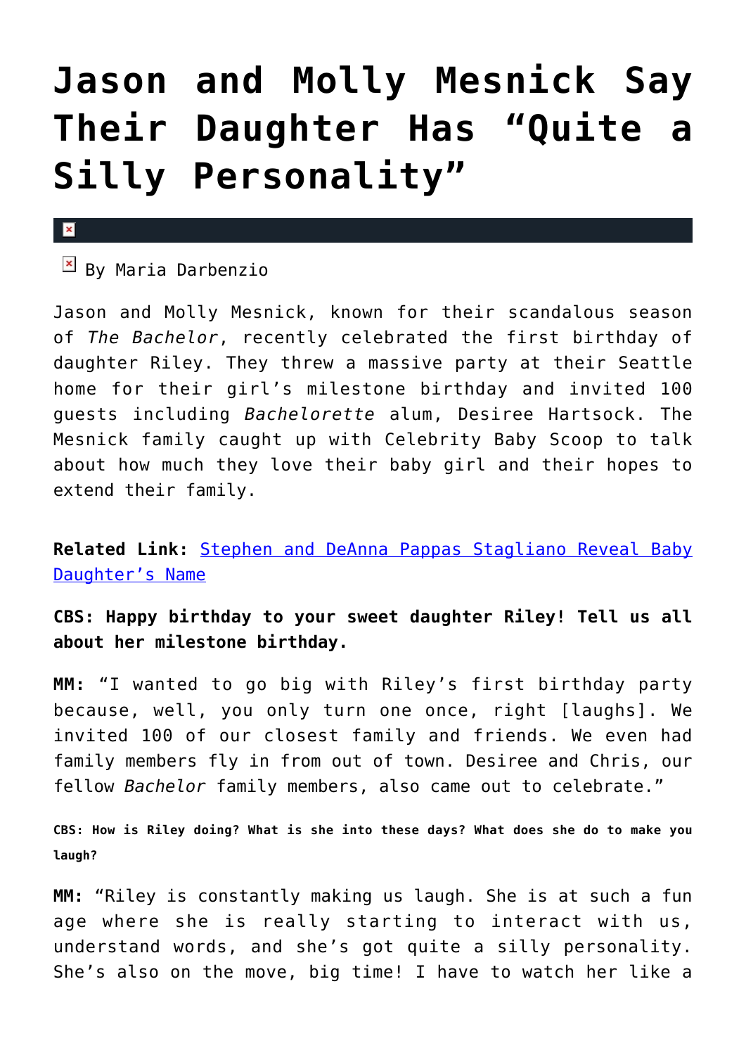# Jason and Molly Mesnick Say Their Daughter Has "Quite a Silly Personality"

By Maria Darbenzio

Jason and Molly Mesnick, known for their scandalous season of *The Bachelor*, recently celebrated the first birthday of daughter Riley. They threw a massive party at their Seattle home for their girl's milestone birthday and invited 100 guests including *Bachelorette* alum, Desiree Hartsock. The Mesnick family caught up with Celebrity Baby Scoop to talk about how much they love their baby girl and their hopes to extend their family.

**Related Link:** Stephen and DeAnna Pappas Stagliano Reveal Baby Daughter's Name

**CBS: Happy birthday to your sweet daughter Riley! Tell us all about her milestone birthday.**

**MM:** "I wanted to go big with Riley's first birthday party because, well, you only turn one once, right [laughs]. We invited 100 of our closest family and friends. We even had family members fly in from out of town. Desiree and Chris, our fellow *Bachelor* family members, also came out to celebrate."

**CBS: How is Riley doing? What is she into these days? What does she do to make you laugh?**

**MM:** "Riley is constantly making us laugh. She is at such a fun age where she is really starting to interact with us, understand words, and she's got quite a silly personality. She's also on the move, big time! I have to watch her like a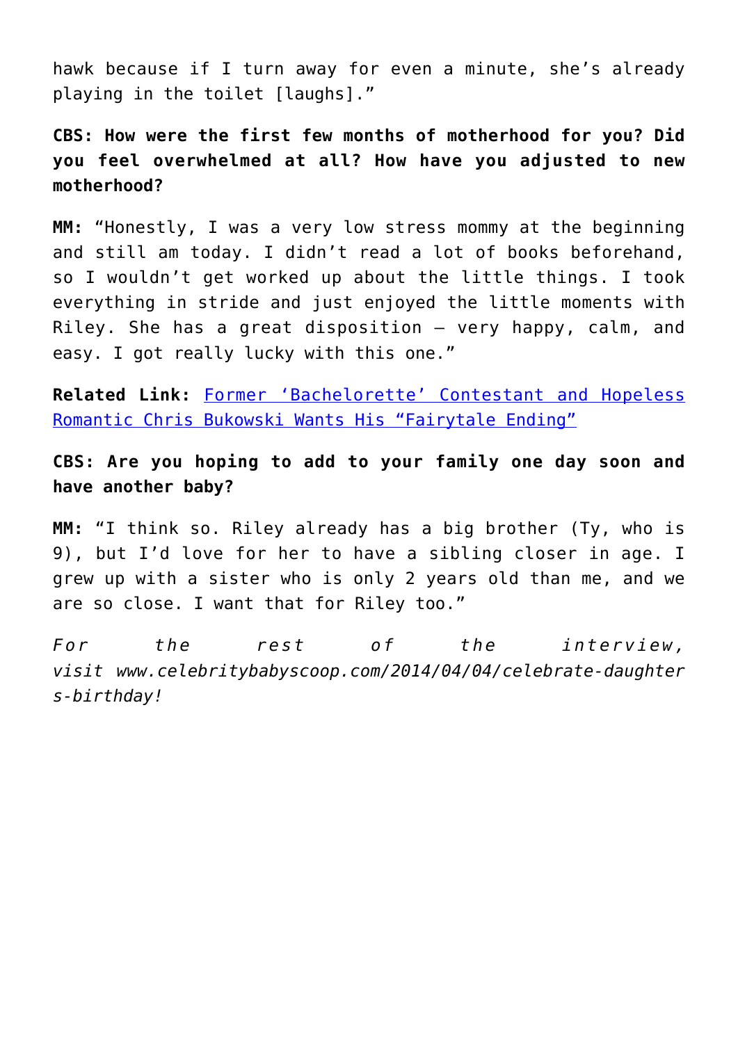hawk because if I turn away for even a minute, she's already playing in the toilet [laughs]."

**CBS: How were the first few months of motherhood for you? Did you feel overwhelmed at all? How have you adjusted to new motherhood?**

**MM:** "Honestly, I was a very low stress mommy at the beginning and still am today. I didn't read a lot of books beforehand, so I wouldn't get worked up about the little things. I took everything in stride and just enjoyed the little moments with Riley. She has a great disposition – very happy, calm, and easy. I got really lucky with this one."

**Related Link:** [Former 'Bachelorette' Contestant and Hopeless Romantic Chris Bukowski Wants His "Fairytale Ending"]

**CBS: Are you hoping to add to your family one day soon and have another baby?**

**MM:** "I think so. Riley already has a big brother (Ty, who is 9), but I'd love for her to have a sibling closer in age. I grew up with a sister who is only 2 years old than me, and we are so close. I want that for Riley too."

*For the rest of the interview, visit www.celebritybabyscoop.com/2014/04/04/celebrate-daughters-birthday!*